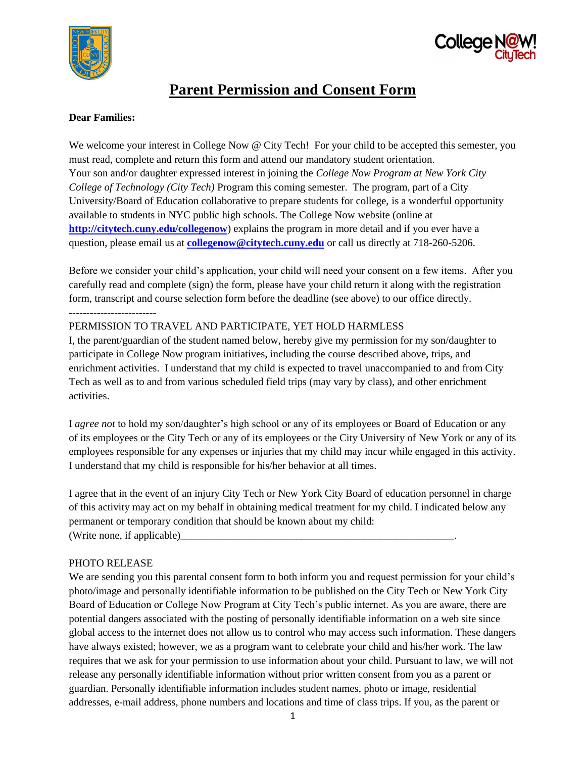# Parent Permission and Consent Form

**Dear Families:**

We welcome your interest in College Now @ City Tech! For your child to be accepted this semester, you must read, complete and return this form and attend our mandatory student orientation.
Your son and/or daughter expressed interest in joining the *College Now Program at New York City College of Technology (City Tech)* Program this coming semester. The program, part of a City University/Board of Education collaborative to prepare students for college, is a wonderful opportunity available to students in NYC public high schools. The College Now website (online at **http://citytech.cuny.edu/collegenow**) explains the program in more detail and if you ever have a question, please email us at **collegenow@citytech.cuny.edu** or call us directly at 718-260-5206.

Before we consider your child's application, your child will need your consent on a few items. After you carefully read and complete (sign) the form, please have your child return it along with the registration form, transcript and course selection form before the deadline (see above) to our office directly.

-------------------------

PERMISSION TO TRAVEL AND PARTICIPATE, YET HOLD HARMLESS
I, the parent/guardian of the student named below, hereby give my permission for my son/daughter to participate in College Now program initiatives, including the course described above, trips, and enrichment activities. I understand that my child is expected to travel unaccompanied to and from City Tech as well as to and from various scheduled field trips (may vary by class), and other enrichment activities.

I *agree not* to hold my son/daughter's high school or any of its employees or Board of Education or any of its employees or the City Tech or any of its employees or the City University of New York or any of its employees responsible for any expenses or injuries that my child may incur while engaged in this activity. I understand that my child is responsible for his/her behavior at all times.

I agree that in the event of an injury City Tech or New York City Board of education personnel in charge of this activity may act on my behalf in obtaining medical treatment for my child. I indicated below any permanent or temporary condition that should be known about my child:
(Write none, if applicable)______________________________________________________.

PHOTO RELEASE
We are sending you this parental consent form to both inform you and request permission for your child's photo/image and personally identifiable information to be published on the City Tech or New York City Board of Education or College Now Program at City Tech's public internet. As you are aware, there are potential dangers associated with the posting of personally identifiable information on a web site since global access to the internet does not allow us to control who may access such information. These dangers have always existed; however, we as a program want to celebrate your child and his/her work. The law requires that we ask for your permission to use information about your child. Pursuant to law, we will not release any personally identifiable information without prior written consent from you as a parent or guardian. Personally identifiable information includes student names, photo or image, residential addresses, e-mail address, phone numbers and locations and time of class trips. If you, as the parent or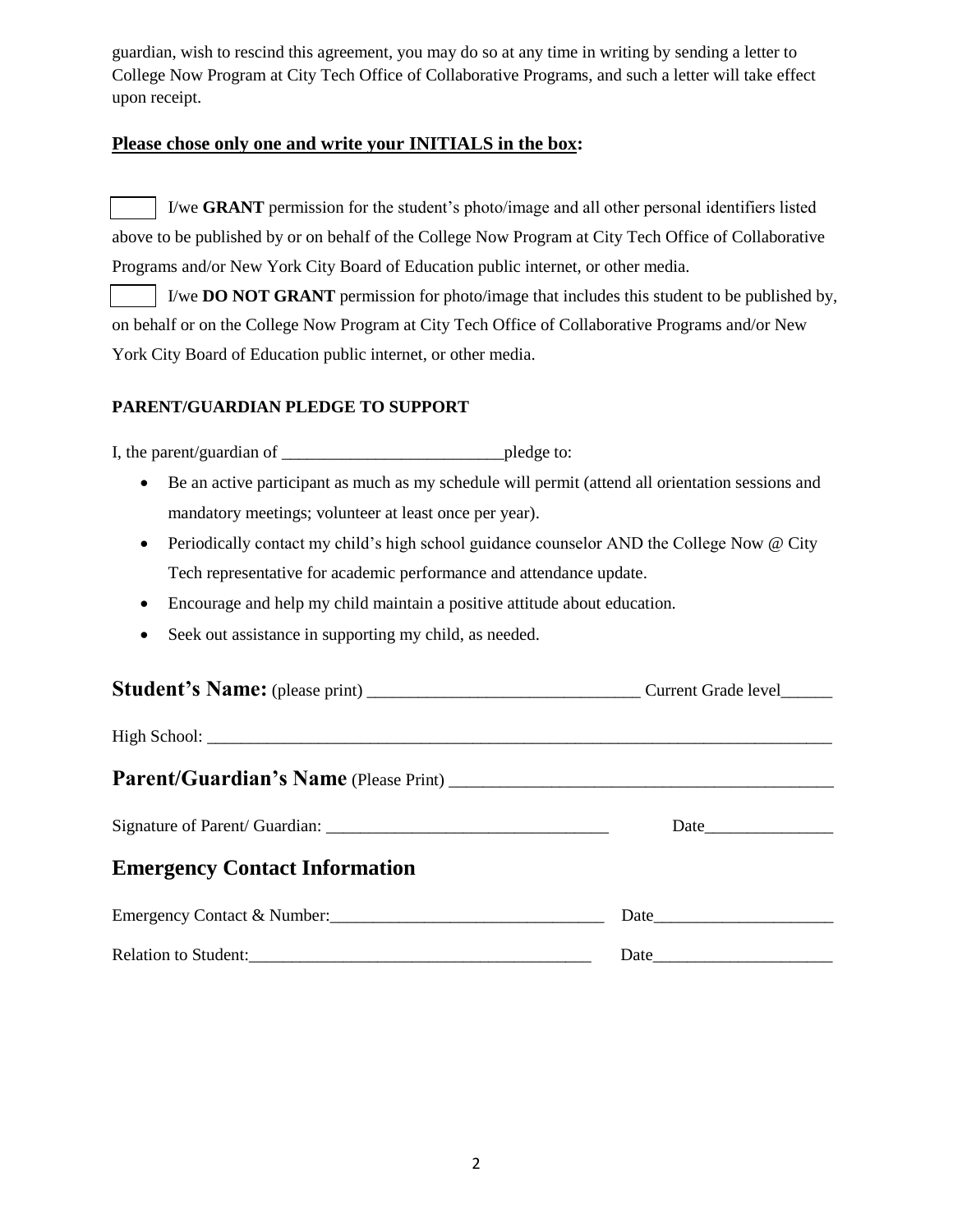guardian, wish to rescind this agreement, you may do so at any time in writing by sending a letter to College Now Program at City Tech Office of Collaborative Programs, and such a letter will take effect upon receipt.

**Please chose only one and write your INITIALS in the box:**

☐ I/we **GRANT** permission for the student's photo/image and all other personal identifiers listed above to be published by or on behalf of the College Now Program at City Tech Office of Collaborative Programs and/or New York City Board of Education public internet, or other media.

☐ I/we **DO NOT GRANT** permission for photo/image that includes this student to be published by, on behalf or on the College Now Program at City Tech Office of Collaborative Programs and/or New York City Board of Education public internet, or other media.

**PARENT/GUARDIAN PLEDGE TO SUPPORT**

I, the parent/guardian of __________________________pledge to:

- Be an active participant as much as my schedule will permit (attend all orientation sessions and mandatory meetings; volunteer at least once per year).
- Periodically contact my child's high school guidance counselor AND the College Now @ City Tech representative for academic performance and attendance update.
- Encourage and help my child maintain a positive attitude about education.
- Seek out assistance in supporting my child, as needed.

**Student's Name:** (please print) _______________________________ Current Grade level______

High School: ___________________________________________________________________________

**Parent/Guardian's Name** (Please Print) ___________________________________________

Signature of Parent/ Guardian: ________________________________ Date_______________

## Emergency Contact Information

Emergency Contact & Number:________________________________ Date_____________________

Relation to Student:________________________________________ Date_____________________